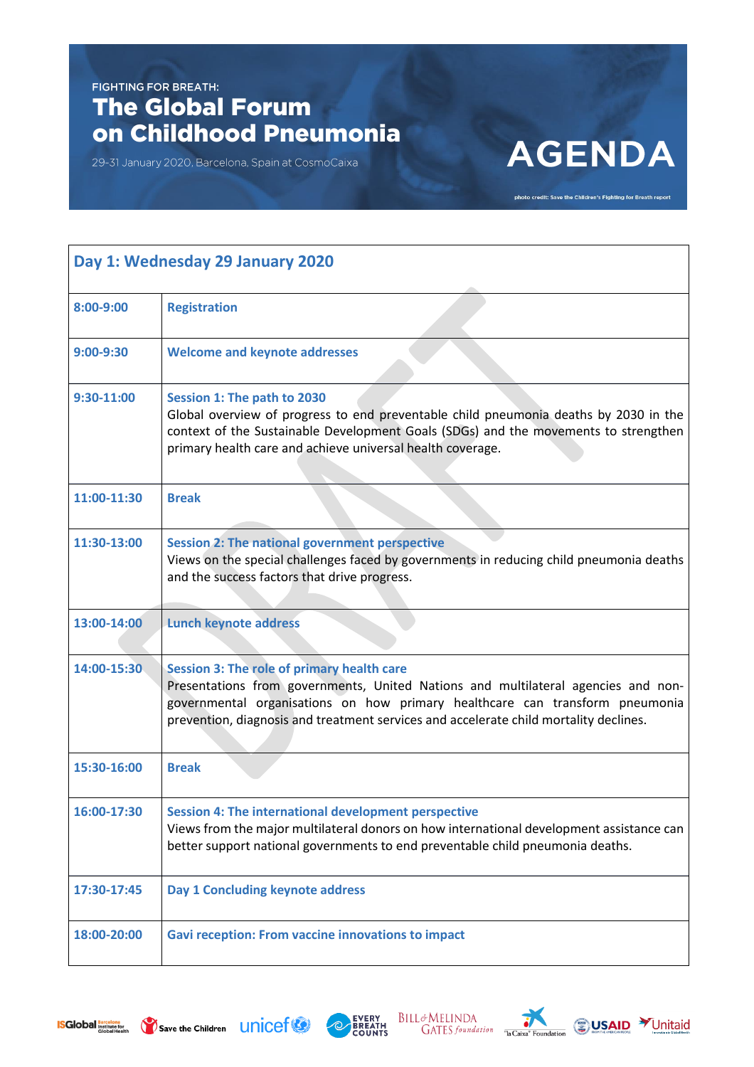FIGHTING FOR BREATH:

# The Global Forum on Childhood Pneumonia

29-31 January 2020, Barcelona, Spain at CosmoCaixa

# AGENDA

photo credit: Save the Children's Fighting for Breath report

| Day 1: Wednesday 29 January 2020 | |
|---|---|
| **8:00-9:00** | **Registration** |
| **9:00-9:30** | **Welcome and keynote addresses** |
| **9:30-11:00** | **Session 1: The path to 2030**<br>Global overview of progress to end preventable child pneumonia deaths by 2030 in the context of the Sustainable Development Goals (SDGs) and the movements to strengthen primary health care and achieve universal health coverage. |
| **11:00-11:30** | **Break** |
| **11:30-13:00** | **Session 2: The national government perspective**<br>Views on the special challenges faced by governments in reducing child pneumonia deaths and the success factors that drive progress. |
| **13:00-14:00** | **Lunch keynote address** |
| **14:00-15:30** | **Session 3: The role of primary health care**<br>Presentations from governments, United Nations and multilateral agencies and non-governmental organisations on how primary healthcare can transform pneumonia prevention, diagnosis and treatment services and accelerate child mortality declines. |
| **15:30-16:00** | **Break** |
| **16:00-17:30** | **Session 4: The international development perspective**<br>Views from the major multilateral donors on how international development assistance can better support national governments to end preventable child pneumonia deaths. |
| **17:30-17:45** | **Day 1 Concluding keynote address** |
| **18:00-20:00** | **Gavi reception: From vaccine innovations to impact** |

ISGlobal Barcelona Institute for Global Health · Save the Children · unicef · Every Breath Counts · Bill & Melinda Gates foundation · "la Caixa" Foundation · USAID · Unitaid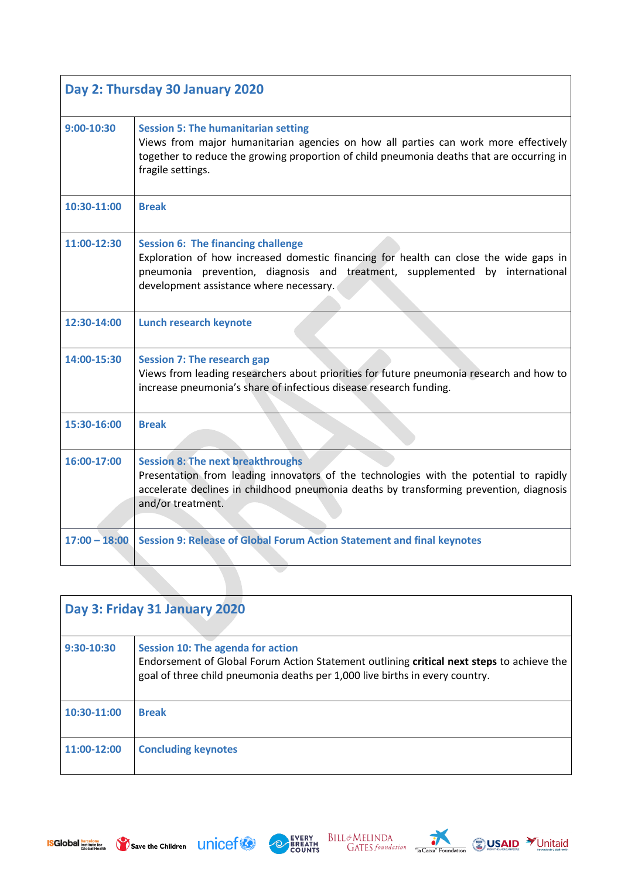| Day 2: Thursday 30 January 2020 | |
| --- | --- |
| 9:00-10:30 | **Session 5: The humanitarian setting**<br>Views from major humanitarian agencies on how all parties can work more effectively together to reduce the growing proportion of child pneumonia deaths that are occurring in fragile settings. |
| 10:30-11:00 | **Break** |
| 11:00-12:30 | **Session 6: The financing challenge**<br>Exploration of how increased domestic financing for health can close the wide gaps in pneumonia prevention, diagnosis and treatment, supplemented by international development assistance where necessary. |
| 12:30-14:00 | **Lunch research keynote** |
| 14:00-15:30 | **Session 7: The research gap**<br>Views from leading researchers about priorities for future pneumonia research and how to increase pneumonia's share of infectious disease research funding. |
| 15:30-16:00 | **Break** |
| 16:00-17:00 | **Session 8: The next breakthroughs**<br>Presentation from leading innovators of the technologies with the potential to rapidly accelerate declines in childhood pneumonia deaths by transforming prevention, diagnosis and/or treatment. |
| 17:00 – 18:00 | **Session 9: Release of Global Forum Action Statement and final keynotes** |

| Day 3: Friday 31 January 2020 | |
| --- | --- |
| 9:30-10:30 | **Session 10: The agenda for action**<br>Endorsement of Global Forum Action Statement outlining **critical next steps** to achieve the goal of three child pneumonia deaths per 1,000 live births in every country. |
| 10:30-11:00 | **Break** |
| 11:00-12:00 | **Concluding keynotes** |

ISGlobal Barcelona Institute for Global Health | Save the Children | unicef | Every Breath Counts | Bill & Melinda Gates foundation | "la Caixa" Foundation | USAID | Unitaid